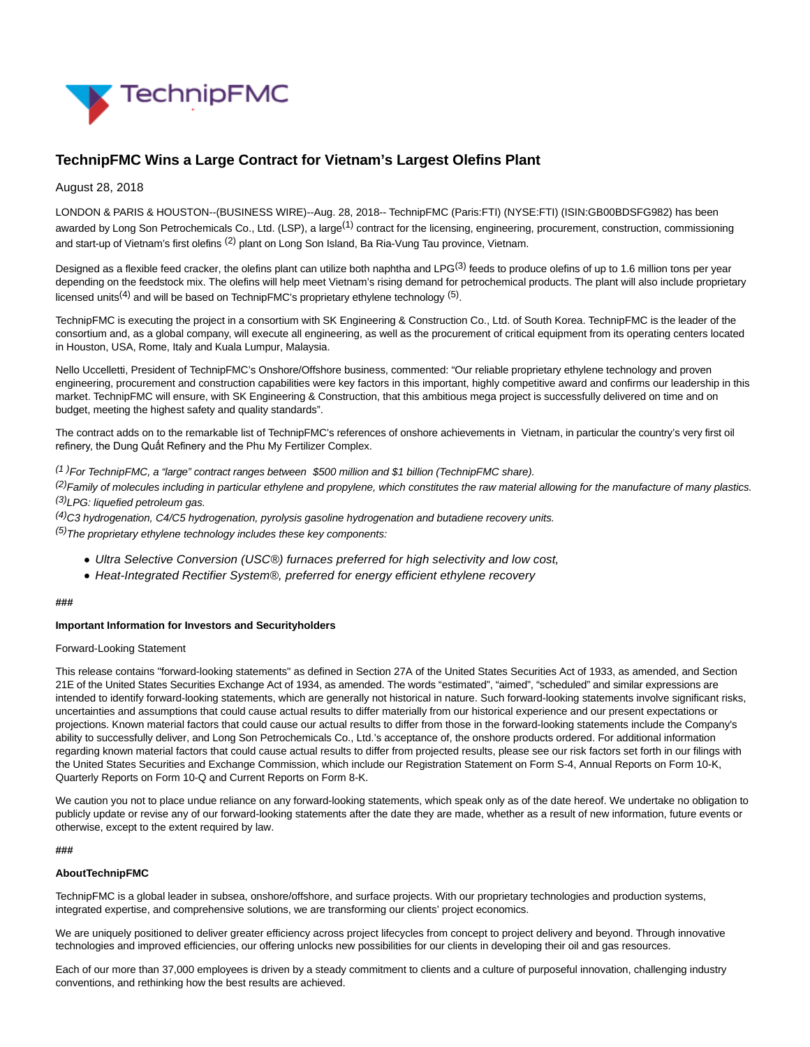# TechnipFMC Wins a Large Contract for Vietnam's Largest Olefins Plant

August 28, 2018

LONDON & PARIS & HOUSTON--(BUSINESS WIRE)--Aug. 28, 2018-- TechnipFMC (Paris:FTI) (NYSE:FTI) (ISIN:GB00BDSFG982) has been awarded by Long Son Petrochemicals Co., Ltd. (LSP), a large[(1)] contract for the licensing, engineering, procurement, construction, commissioning and start-up of Vietnam's first olefins [(2)] plant on Long Son Island, Ba Ria-Vung Tau province, Vietnam.

Designed as a flexible feed cracker, the olefins plant can utilize both naphtha and LPG[(3)] feeds to produce olefins of up to 1.6 million tons per year depending on the feedstock mix. The olefins will help meet Vietnam's rising demand for petrochemical products. The plant will also include proprietary licensed units[(4)] and will be based on TechnipFMC's proprietary ethylene technology [(5)].

TechnipFMC is executing the project in a consortium with SK Engineering & Construction Co., Ltd. of South Korea. TechnipFMC is the leader of the consortium and, as a global company, will execute all engineering, as well as the procurement of critical equipment from its operating centers located in Houston, USA, Rome, Italy and Kuala Lumpur, Malaysia.

Nello Uccelletti, President of TechnipFMC's Onshore/Offshore business, commented: "Our reliable proprietary ethylene technology and proven engineering, procurement and construction capabilities were key factors in this important, highly competitive award and confirms our leadership in this market. TechnipFMC will ensure, with SK Engineering & Construction, that this ambitious mega project is successfully delivered on time and on budget, meeting the highest safety and quality standards".

The contract adds on to the remarkable list of TechnipFMC's references of onshore achievements in Vietnam, in particular the country's very first oil refinery, the Dung Quất Refinery and the Phu My Fertilizer Complex.

[(1 )]*For TechnipFMC, a "large" contract ranges between $500 million and $1 billion (TechnipFMC share).*

[(2)]*Family of molecules including in particular ethylene and propylene, which constitutes the raw material allowing for the manufacture of many plastics.*

[(3)]*LPG: liquefied petroleum gas.*

[(4)]*C3 hydrogenation, C4/C5 hydrogenation, pyrolysis gasoline hydrogenation and butadiene recovery units.*

[(5)]*The proprietary ethylene technology includes these key components:*

- *Ultra Selective Conversion (USC®) furnaces preferred for high selectivity and low cost,*
- *Heat-Integrated Rectifier System®, preferred for energy efficient ethylene recovery*

###

**Important Information for Investors and Securityholders**

Forward-Looking Statement

This release contains "forward-looking statements" as defined in Section 27A of the United States Securities Act of 1933, as amended, and Section 21E of the United States Securities Exchange Act of 1934, as amended. The words "estimated", "aimed", "scheduled" and similar expressions are intended to identify forward-looking statements, which are generally not historical in nature. Such forward-looking statements involve significant risks, uncertainties and assumptions that could cause actual results to differ materially from our historical experience and our present expectations or projections. Known material factors that could cause our actual results to differ from those in the forward-looking statements include the Company's ability to successfully deliver, and Long Son Petrochemicals Co., Ltd.'s acceptance of, the onshore products ordered. For additional information regarding known material factors that could cause actual results to differ from projected results, please see our risk factors set forth in our filings with the United States Securities and Exchange Commission, which include our Registration Statement on Form S-4, Annual Reports on Form 10-K, Quarterly Reports on Form 10-Q and Current Reports on Form 8-K.

We caution you not to place undue reliance on any forward-looking statements, which speak only as of the date hereof. We undertake no obligation to publicly update or revise any of our forward-looking statements after the date they are made, whether as a result of new information, future events or otherwise, except to the extent required by law.

###

**AboutTechnipFMC**

TechnipFMC is a global leader in subsea, onshore/offshore, and surface projects. With our proprietary technologies and production systems, integrated expertise, and comprehensive solutions, we are transforming our clients' project economics.

We are uniquely positioned to deliver greater efficiency across project lifecycles from concept to project delivery and beyond. Through innovative technologies and improved efficiencies, our offering unlocks new possibilities for our clients in developing their oil and gas resources.

Each of our more than 37,000 employees is driven by a steady commitment to clients and a culture of purposeful innovation, challenging industry conventions, and rethinking how the best results are achieved.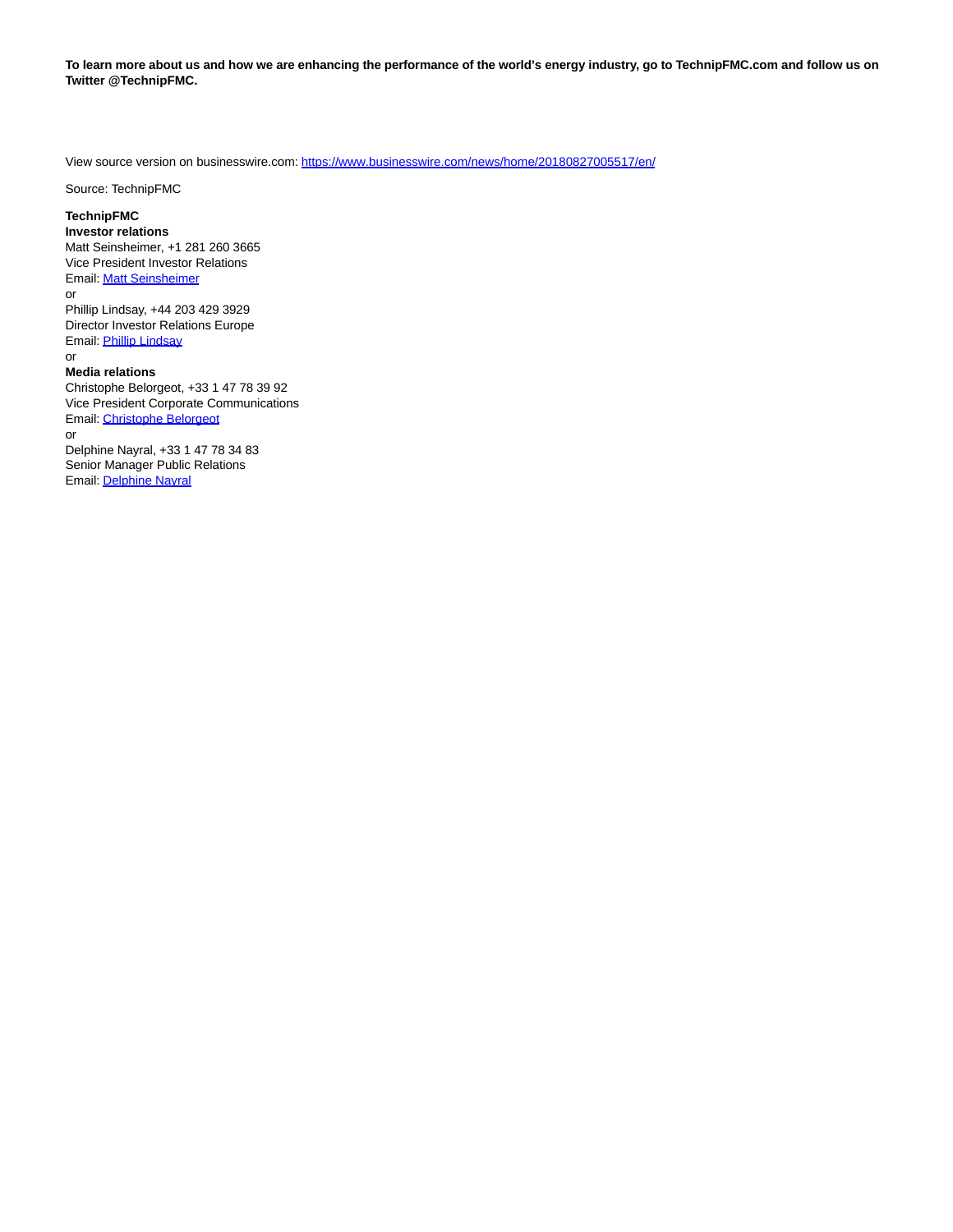**To learn more about us and how we are enhancing the performance of the world's energy industry, go to TechnipFMC.com and follow us on Twitter @TechnipFMC.**

View source version on businesswire.com: https://www.businesswire.com/news/home/20180827005517/en/

Source: TechnipFMC

**TechnipFMC**
**Investor relations**
Matt Seinsheimer, +1 281 260 3665
Vice President Investor Relations
Email: Matt Seinsheimer
or
Phillip Lindsay, +44 203 429 3929
Director Investor Relations Europe
Email: Phillip Lindsay
or
**Media relations**
Christophe Belorgeot, +33 1 47 78 39 92
Vice President Corporate Communications
Email: Christophe Belorgeot
or
Delphine Nayral, +33 1 47 78 34 83
Senior Manager Public Relations
Email: Delphine Nayral